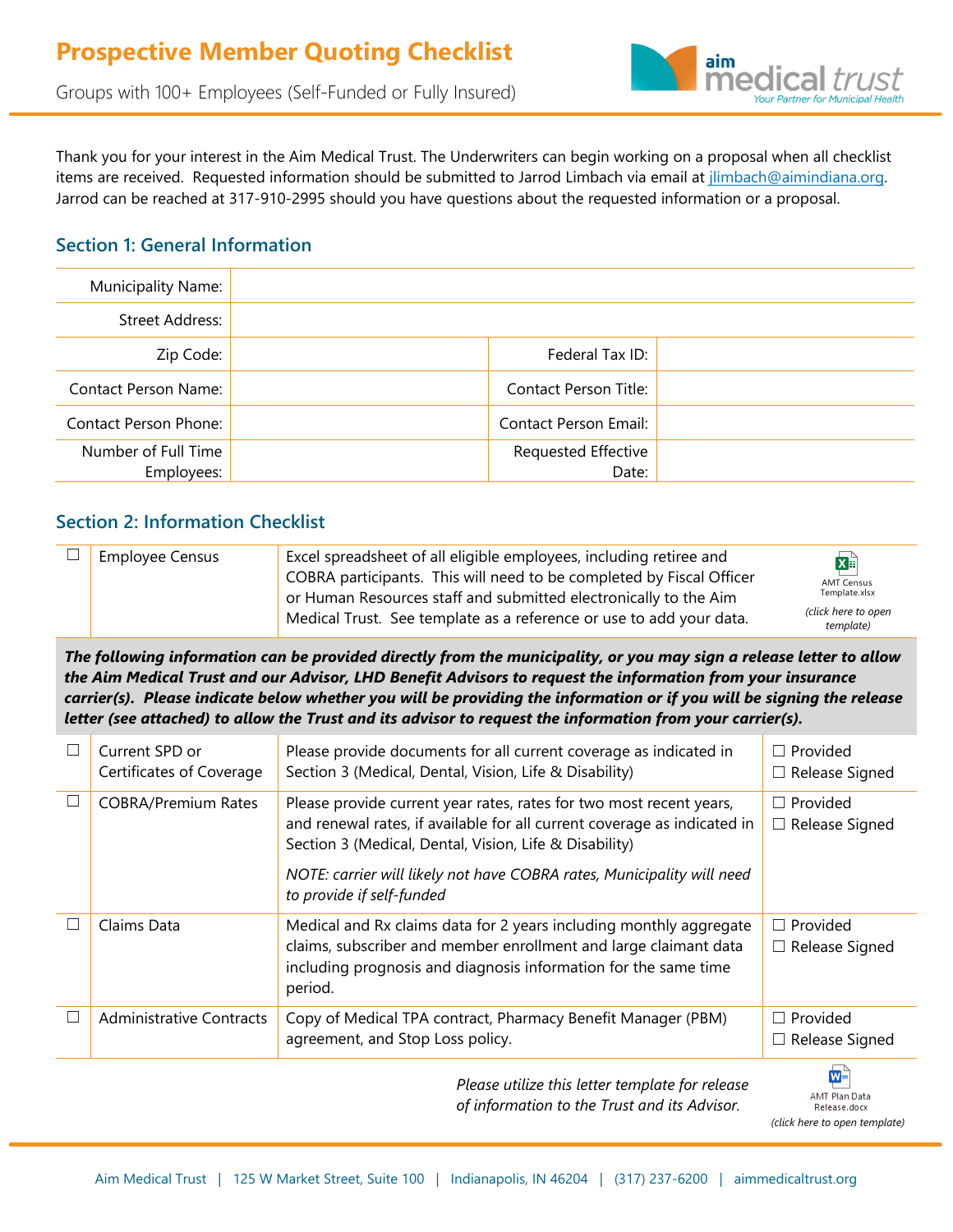# Prospective Member Quoting Checklist

Groups with 100+ Employees (Self-Funded or Fully Insured)

Thank you for your interest in the Aim Medical Trust. The Underwriters can begin working on a proposal when all checklist items are received. Requested information should be submitted to Jarrod Limbach via email at jlimbach@aimindiana.org. Jarrod can be reached at 317-910-2995 should you have questions about the requested information or a proposal.

## Section 1: General Information

| | | | |
|---|---|---|---|
| Municipality Name: | | | |
| Street Address: | | | |
| Zip Code: | | Federal Tax ID: | |
| Contact Person Name: | | Contact Person Title: | |
| Contact Person Phone: | | Contact Person Email: | |
| Number of Full Time Employees: | | Requested Effective Date: | |

## Section 2: Information Checklist

| | | | |
|---|---|---|---|
| ☐ | Employee Census | Excel spreadsheet of all eligible employees, including retiree and COBRA participants. This will need to be completed by Fiscal Officer or Human Resources staff and submitted electronically to the Aim Medical Trust. See template as a reference or use to add your data. | AMT Census Template.xlsx *(click here to open template)* |

***The following information can be provided directly from the municipality, or you may sign a release letter to allow the Aim Medical Trust and our Advisor, LHD Benefit Advisors to request the information from your insurance carrier(s). Please indicate below whether you will be providing the information or if you will be signing the release letter (see attached) to allow the Trust and its advisor to request the information from your carrier(s).***

| | | | |
|---|---|---|---|
| ☐ | Current SPD or Certificates of Coverage | Please provide documents for all current coverage as indicated in Section 3 (Medical, Dental, Vision, Life & Disability) | ☐ Provided<br>☐ Release Signed |
| ☐ | COBRA/Premium Rates | Please provide current year rates, rates for two most recent years, and renewal rates, if available for all current coverage as indicated in Section 3 (Medical, Dental, Vision, Life & Disability)<br>*NOTE: carrier will likely not have COBRA rates, Municipality will need to provide if self-funded* | ☐ Provided<br>☐ Release Signed |
| ☐ | Claims Data | Medical and Rx claims data for 2 years including monthly aggregate claims, subscriber and member enrollment and large claimant data including prognosis and diagnosis information for the same time period. | ☐ Provided<br>☐ Release Signed |
| ☐ | Administrative Contracts | Copy of Medical TPA contract, Pharmacy Benefit Manager (PBM) agreement, and Stop Loss policy. | ☐ Provided<br>☐ Release Signed |

*Please utilize this letter template for release of information to the Trust and its Advisor.* AMT Plan Data Release.docx *(click here to open template)*

Aim Medical Trust | 125 W Market Street, Suite 100 | Indianapolis, IN 46204 | (317) 237-6200 | aimmedicaltrust.org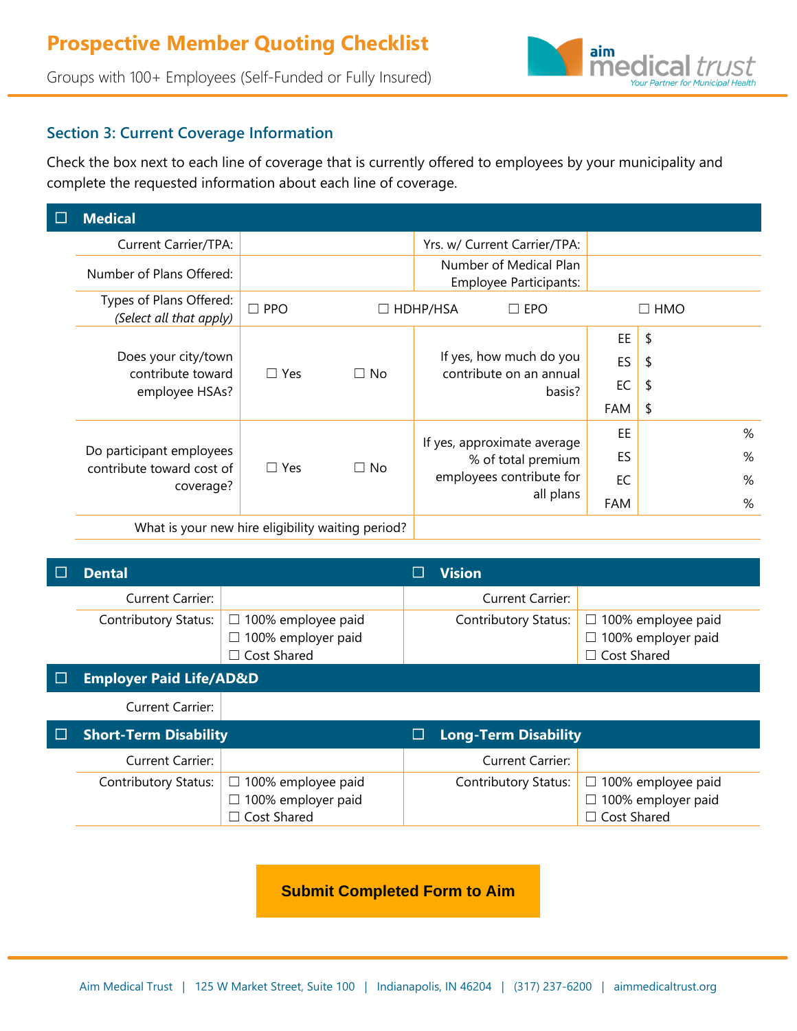# Prospective Member Quoting Checklist

Groups with 100+ Employees (Self-Funded or Fully Insured)

## Section 3: Current Coverage Information

Check the box next to each line of coverage that is currently offered to employees by your municipality and complete the requested information about each line of coverage.

### ☐ Medical

| | | | | | |
|---|---|---|---|---|---|
| Current Carrier/TPA: | | | Yrs. w/ Current Carrier/TPA: | | |
| Number of Plans Offered: | | | Number of Medical Plan Employee Participants: | | |
| Types of Plans Offered: *(Select all that apply)* | ☐ PPO | ☐ HDHP/HSA | ☐ EPO | ☐ HMO | |
| Does your city/town contribute toward employee HSAs? | ☐ Yes | ☐ No | If yes, how much do you contribute on an annual basis? | EE | $ |
| | | | | ES | $ |
| | | | | EC | $ |
| | | | | FAM | $ |
| Do participant employees contribute toward cost of coverage? | ☐ Yes | ☐ No | If yes, approximate average % of total premium employees contribute for all plans | EE | % |
| | | | | ES | % |
| | | | | EC | % |
| | | | | FAM | % |
| What is your new hire eligibility waiting period? | | | | | |

### ☐ Dental

| | |
|---|---|
| Current Carrier: | |
| Contributory Status: | ☐ 100% employee paid<br>☐ 100% employer paid<br>☐ Cost Shared |

### ☐ Vision

| | |
|---|---|
| Current Carrier: | |
| Contributory Status: | ☐ 100% employee paid<br>☐ 100% employer paid<br>☐ Cost Shared |

### ☐ Employer Paid Life/AD&D

| | |
|---|---|
| Current Carrier: | |

### ☐ Short-Term Disability

| | |
|---|---|
| Current Carrier: | |
| Contributory Status: | ☐ 100% employee paid<br>☐ 100% employer paid<br>☐ Cost Shared |

### ☐ Long-Term Disability

| | |
|---|---|
| Current Carrier: | |
| Contributory Status: | ☐ 100% employee paid<br>☐ 100% employer paid<br>☐ Cost Shared |

**Submit Completed Form to Aim**

Aim Medical Trust | 125 W Market Street, Suite 100 | Indianapolis, IN 46204 | (317) 237-6200 | aimmedicaltrust.org